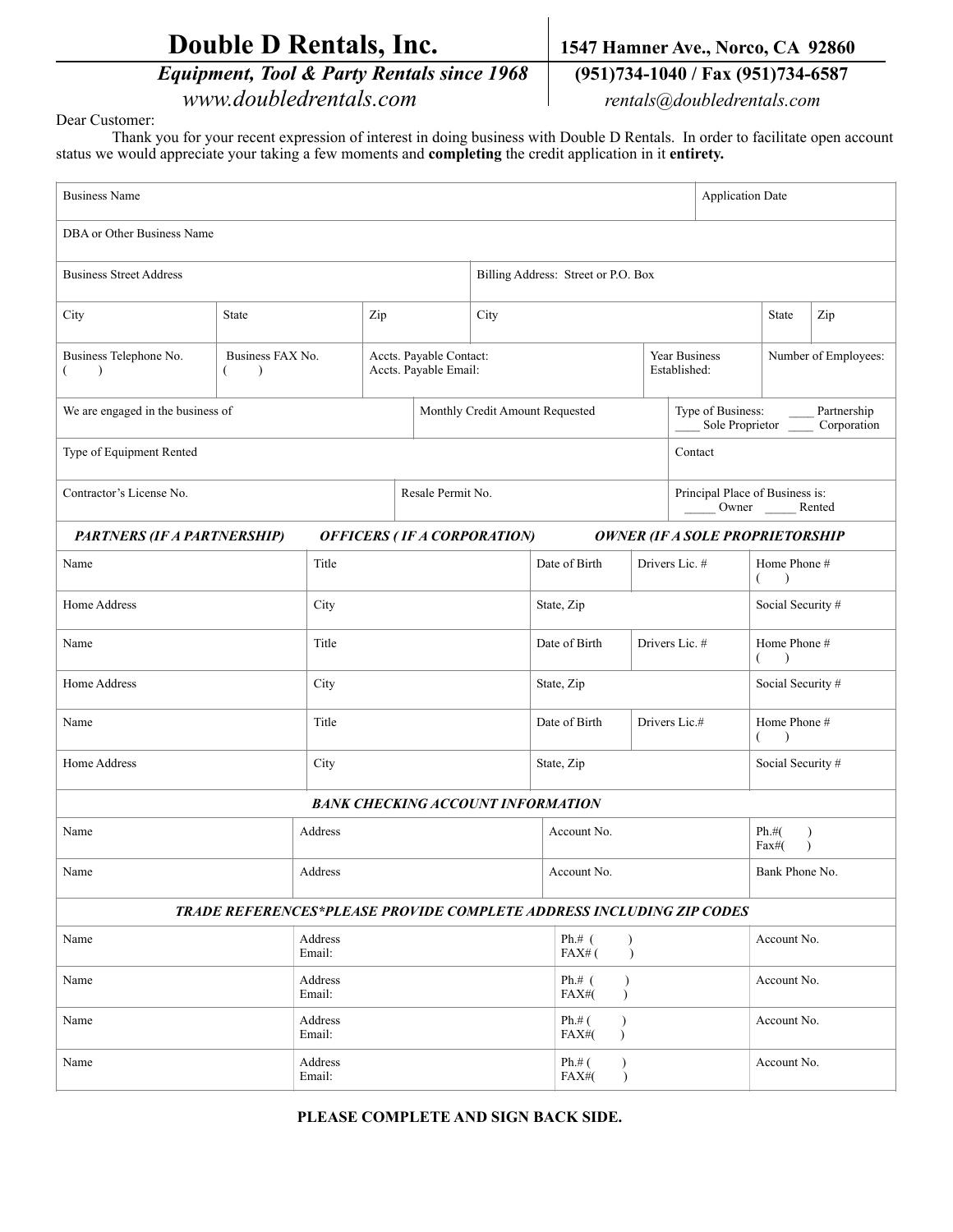# Double D Rentals, Inc.

***Equipment, Tool & Party Rentals since 1968***

*www.doubledrentals.com*

**1547 Hamner Ave., Norco, CA 92860**

**(951)734-1040 / Fax (951)734-6587**

*rentals@doubledrentals.com*

Dear Customer:

Thank you for your recent expression of interest in doing business with Double D Rentals. In order to facilitate open account status we would appreciate your taking a few moments and **completing** the credit application in it **entirety.**

| Business Name | | | | Application Date |
|---|---|---|---|---|
| DBA or Other Business Name | | | | |
| Business Street Address | | | Billing Address: Street or P.O. Box | |
| City | State | Zip | City | State / Zip |
| Business Telephone No. ( ) | Business FAX No. ( ) | Accts. Payable Contact: Accts. Payable Email: | Year Business Established: | Number of Employees: |
| We are engaged in the business of | | Monthly Credit Amount Requested | | Type of Business: ____ Partnership ____ Sole Proprietor ____ Corporation |
| Type of Equipment Rented | | | | Contact |
| Contractor's License No. | | Resale Permit No. | | Principal Place of Business is: _____ Owner _____ Rented |

***PARTNERS (IF A PARTNERSHIP) OFFICERS ( IF A CORPORATION) OWNER (IF A SOLE PROPRIETORSHIP***

| Name | Title | Date of Birth | Drivers Lic. # | Home Phone # ( ) |
|---|---|---|---|---|
| Home Address | City | State, Zip | | Social Security # |
| Name | Title | Date of Birth | Drivers Lic. # | Home Phone # ( ) |
| Home Address | City | State, Zip | | Social Security # |
| Name | Title | Date of Birth | Drivers Lic.# | Home Phone # ( ) |
| Home Address | City | State, Zip | | Social Security # |

***BANK CHECKING ACCOUNT INFORMATION***

| Name | Address | Account No. | Ph.#( ) Fax#( ) |
|---|---|---|---|
| Name | Address | Account No. | Bank Phone No. |

***TRADE REFERENCES*PLEASE PROVIDE COMPLETE ADDRESS INCLUDING ZIP CODES***

| Name | Address Email: | Ph.# ( ) FAX# ( ) | Account No. |
|---|---|---|---|
| Name | Address Email: | Ph.# ( ) FAX#( ) | Account No. |
| Name | Address Email: | Ph.# ( ) FAX#( ) | Account No. |
| Name | Address Email: | Ph.# ( ) FAX#( ) | Account No. |

**PLEASE COMPLETE AND SIGN BACK SIDE.**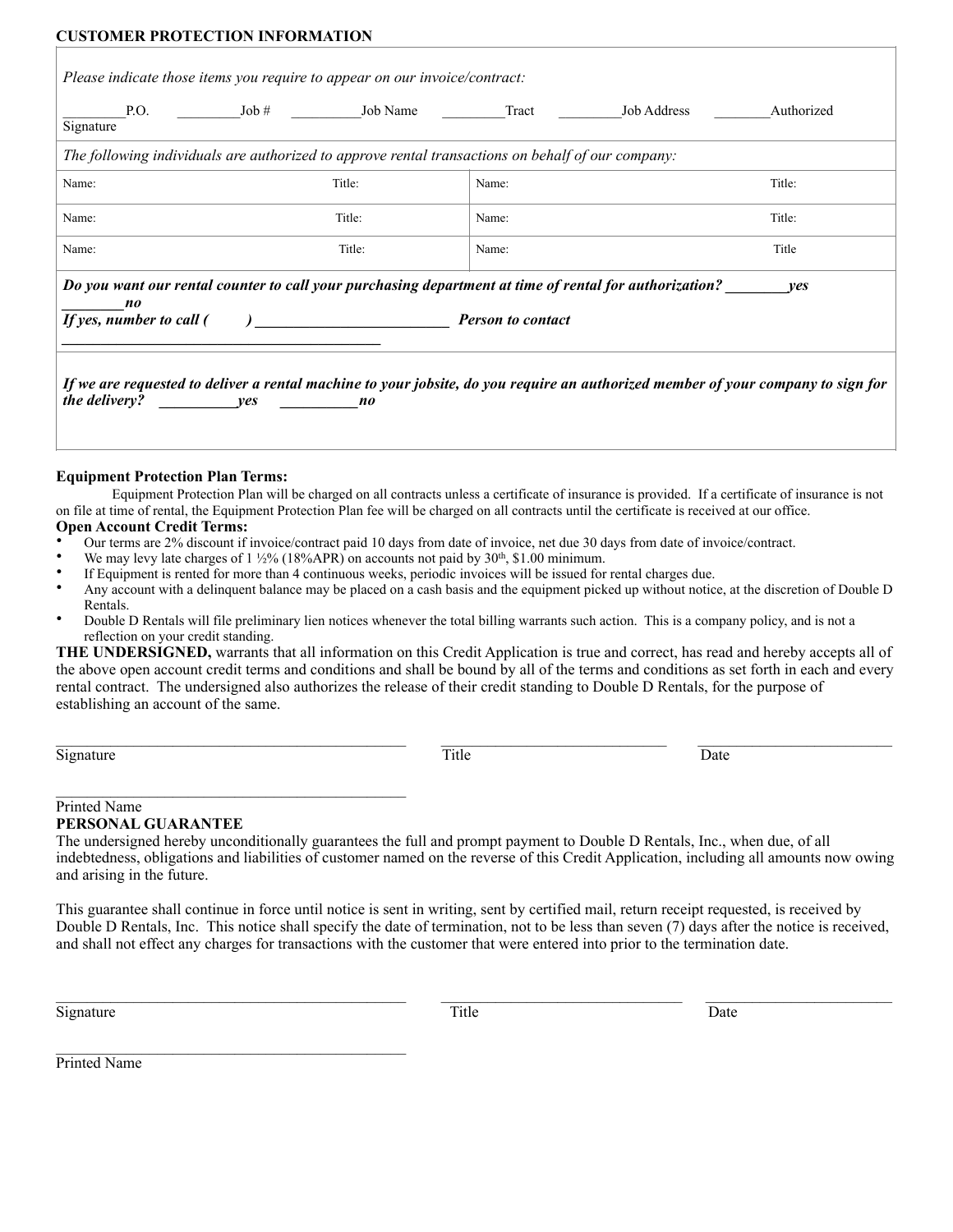**CUSTOMER PROTECTION INFORMATION**

| |
|---|
| *Please indicate those items you require to appear on our invoice/contract:*<br><br>\_\_\_\_\_\_\_\_\_P.O. \_\_\_\_\_\_\_\_\_Job # \_\_\_\_\_\_\_\_\_\_Job Name \_\_\_\_\_\_\_\_\_Tract \_\_\_\_\_\_\_\_\_Job Address \_\_\_\_\_\_\_\_Authorized Signature |
| *The following individuals are authorized to approve rental transactions on behalf of our company:* |

| | | | |
|---|---|---|---|
| Name: | Title: | Name: | Title: |
| Name: | Title: | Name: | Title: |
| Name: | Title: | Name: | Title |

***Do you want our rental counter to call your purchasing department at time of rental for authorization? \_\_\_\_\_\_\_\_yes \_\_\_\_\_\_\_\_no***
***If yes, number to call ( ) \_\_\_\_\_\_\_\_\_\_\_\_\_\_\_\_\_\_\_\_\_\_\_\_\_ Person to contact \_\_\_\_\_\_\_\_\_\_\_\_\_\_\_\_\_\_\_\_\_\_\_\_\_\_\_\_\_\_\_\_\_\_\_\_\_\_\_\_\_***

***If we are requested to deliver a rental machine to your jobsite, do you require an authorized member of your company to sign for the delivery? \_\_\_\_\_\_\_\_\_\_yes \_\_\_\_\_\_\_\_\_\_no***

**Equipment Protection Plan Terms:**

Equipment Protection Plan will be charged on all contracts unless a certificate of insurance is provided. If a certificate of insurance is not on file at time of rental, the Equipment Protection Plan fee will be charged on all contracts until the certificate is received at our office.

**Open Account Credit Terms:**

- Our terms are 2% discount if invoice/contract paid 10 days from date of invoice, net due 30 days from date of invoice/contract.
- We may levy late charges of 1 ½% (18%APR) on accounts not paid by 30th, $1.00 minimum.
- If Equipment is rented for more than 4 continuous weeks, periodic invoices will be issued for rental charges due.
- Any account with a delinquent balance may be placed on a cash basis and the equipment picked up without notice, at the discretion of Double D Rentals.
- Double D Rentals will file preliminary lien notices whenever the total billing warrants such action. This is a company policy, and is not a reflection on your credit standing.

**THE UNDERSIGNED,** warrants that all information on this Credit Application is true and correct, has read and hereby accepts all of the above open account credit terms and conditions and shall be bound by all of the terms and conditions as set forth in each and every rental contract. The undersigned also authorizes the release of their credit standing to Double D Rentals, for the purpose of establishing an account of the same.

\_\_\_\_\_\_\_\_\_\_\_\_\_\_\_\_\_\_\_\_\_\_\_\_\_\_\_\_\_\_\_\_\_\_\_\_\_\_\_\_\_ \_\_\_\_\_\_\_\_\_\_\_\_\_\_\_\_\_\_\_\_\_\_\_\_\_\_\_\_ \_\_\_\_\_\_\_\_\_\_\_\_\_\_\_\_\_\_\_\_\_\_\_\_
Signature Title Date

\_\_\_\_\_\_\_\_\_\_\_\_\_\_\_\_\_\_\_\_\_\_\_\_\_\_\_\_\_\_\_\_\_\_\_\_\_\_\_\_\_
Printed Name

**PERSONAL GUARANTEE**

The undersigned hereby unconditionally guarantees the full and prompt payment to Double D Rentals, Inc., when due, of all indebtedness, obligations and liabilities of customer named on the reverse of this Credit Application, including all amounts now owing and arising in the future.

This guarantee shall continue in force until notice is sent in writing, sent by certified mail, return receipt requested, is received by Double D Rentals, Inc. This notice shall specify the date of termination, not to be less than seven (7) days after the notice is received, and shall not effect any charges for transactions with the customer that were entered into prior to the termination date.

\_\_\_\_\_\_\_\_\_\_\_\_\_\_\_\_\_\_\_\_\_\_\_\_\_\_\_\_\_\_\_\_\_\_\_\_\_\_\_\_\_ \_\_\_\_\_\_\_\_\_\_\_\_\_\_\_\_\_\_\_\_\_\_\_\_\_\_\_\_ \_\_\_\_\_\_\_\_\_\_\_\_\_\_\_\_\_\_\_\_\_\_\_\_
Signature Title Date

\_\_\_\_\_\_\_\_\_\_\_\_\_\_\_\_\_\_\_\_\_\_\_\_\_\_\_\_\_\_\_\_\_\_\_\_\_\_\_\_\_
Printed Name